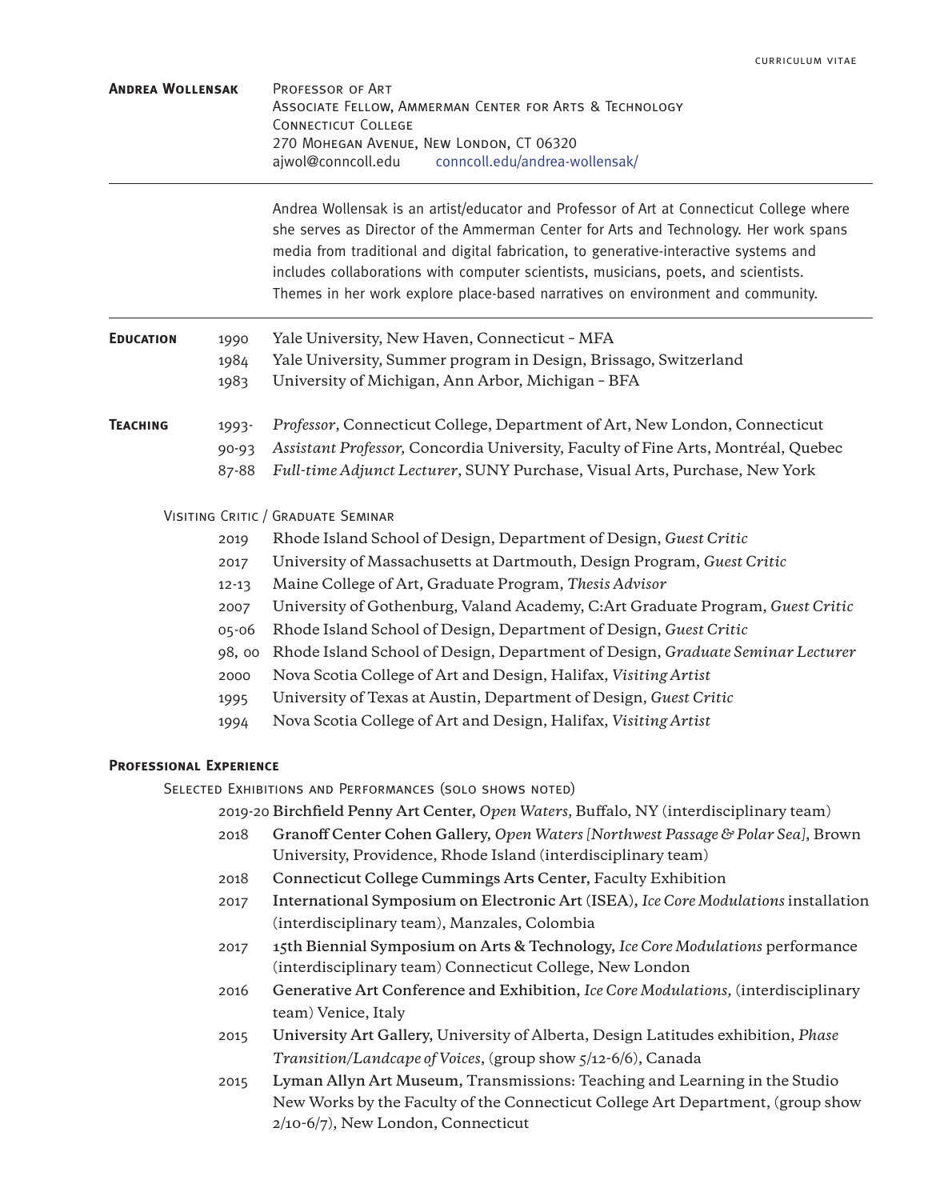# Andrea Wollensak

Professor of Art
Associate Fellow, Ammerman Center for Arts & Technology
Connecticut College
270 Mohegan Avenue, New London, CT 06320
ajwol@conncoll.edu    conncoll.edu/andrea-wollensak/

---

Andrea Wollensak is an artist/educator and Professor of Art at Connecticut College where she serves as Director of the Ammerman Center for Arts and Technology. Her work spans media from traditional and digital fabrication, to generative-interactive systems and includes collaborations with computer scientists, musicians, poets, and scientists. Themes in her work explore place-based narratives on environment and community.

---

## Education

- 1990 Yale University, New Haven, Connecticut – MFA
- 1984 Yale University, Summer program in Design, Brissago, Switzerland
- 1983 University of Michigan, Ann Arbor, Michigan – BFA

## Teaching

- 1993- *Professor*, Connecticut College, Department of Art, New London, Connecticut
- 90-93 *Assistant Professor,* Concordia University, Faculty of Fine Arts, Montréal, Quebec
- 87-88 *Full-time Adjunct Lecturer*, SUNY Purchase, Visual Arts, Purchase, New York

### Visiting Critic / Graduate Seminar

- 2019 Rhode Island School of Design, Department of Design, *Guest Critic*
- 2017 University of Massachusetts at Dartmouth, Design Program, *Guest Critic*
- 12-13 Maine College of Art, Graduate Program, *Thesis Advisor*
- 2007 University of Gothenburg, Valand Academy, C:Art Graduate Program, *Guest Critic*
- 05-06 Rhode Island School of Design, Department of Design, *Guest Critic*
- 98, 00 Rhode Island School of Design, Department of Design, *Graduate Seminar Lecturer*
- 2000 Nova Scotia College of Art and Design, Halifax, *Visiting Artist*
- 1995 University of Texas at Austin, Department of Design, *Guest Critic*
- 1994 Nova Scotia College of Art and Design, Halifax, *Visiting Artist*

## Professional Experience

### Selected Exhibitions and Performances (solo shows noted)

- 2019-20 **Birchfield Penny Art Center,** *Open Waters,* Buffalo, NY (interdisciplinary team)
- 2018 **Granoff Center Cohen Gallery,** *Open Waters [Northwest Passage & Polar Sea],* Brown University, Providence, Rhode Island (interdisciplinary team)
- 2018 **Connecticut College Cummings Arts Center,** Faculty Exhibition
- 2017 **International Symposium on Electronic Art (ISEA),** *Ice Core Modulations* installation (interdisciplinary team), Manzales, Colombia
- 2017 **15th Biennial Symposium on Arts & Technology,** *Ice Core Modulations* performance (interdisciplinary team) Connecticut College, New London
- 2016 **Generative Art Conference and Exhibition,** *Ice Core Modulations,* (interdisciplinary team) Venice, Italy
- 2015 **University Art Gallery,** University of Alberta, Design Latitudes exhibition, *Phase Transition/Landcape of Voices*, (group show 5/12-6/6), Canada
- 2015 **Lyman Allyn Art Museum,** Transmissions: Teaching and Learning in the Studio New Works by the Faculty of the Connecticut College Art Department, (group show 2/10-6/7), New London, Connecticut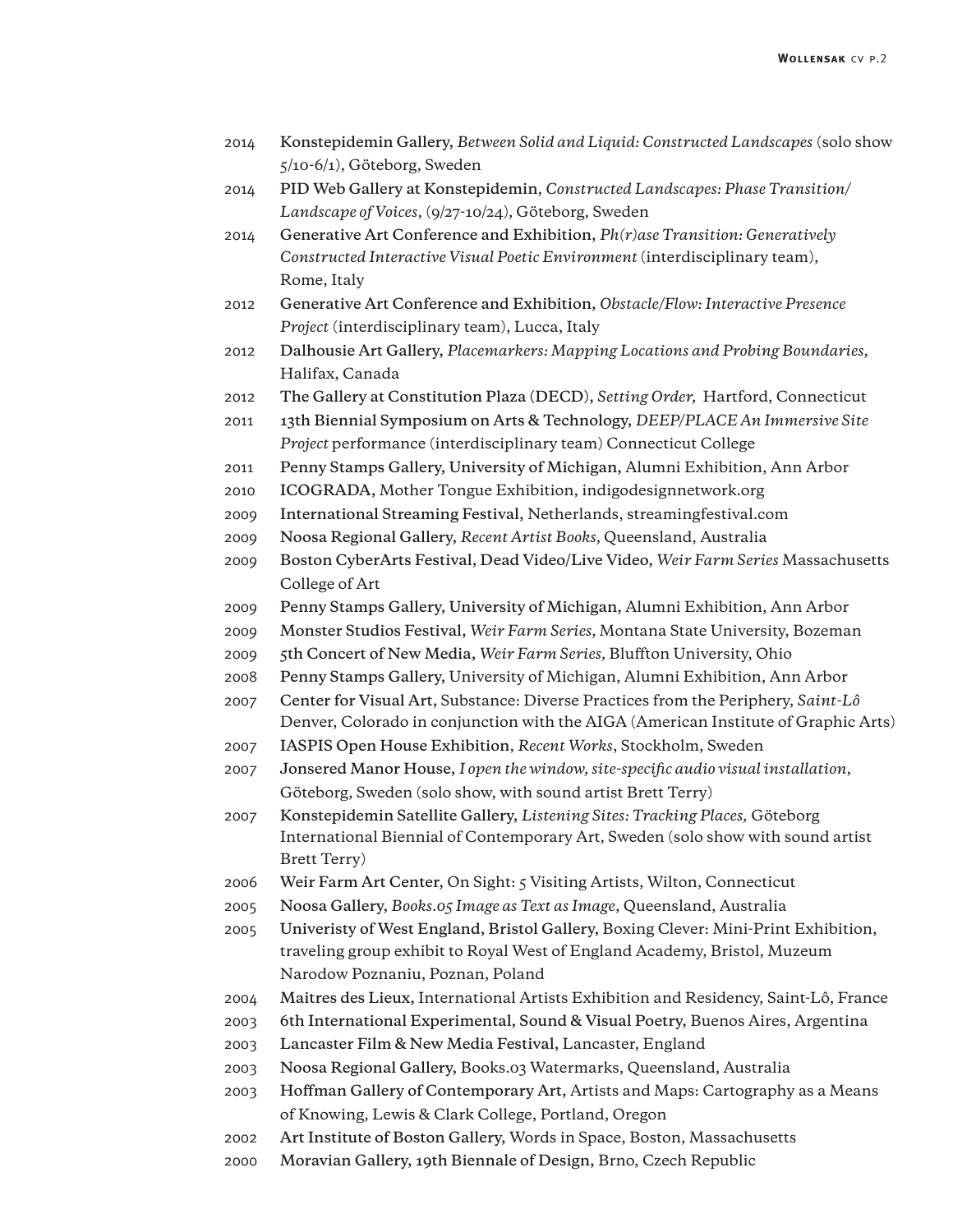2014 Konstepidemin Gallery, *Between Solid and Liquid: Constructed Landscapes* (solo show 5/10-6/1), Göteborg, Sweden

2014 PID Web Gallery at Konstepidemin, *Constructed Landscapes: Phase Transition/ Landscape of Voices*, (9/27-10/24), Göteborg, Sweden

2014 Generative Art Conference and Exhibition, *Ph(r)ase Transition: Generatively Constructed Interactive Visual Poetic Environment* (interdisciplinary team), Rome, Italy

2012 Generative Art Conference and Exhibition, *Obstacle/Flow: Interactive Presence Project* (interdisciplinary team), Lucca, Italy

2012 Dalhousie Art Gallery, *Placemarkers: Mapping Locations and Probing Boundaries,* Halifax, Canada

2012 The Gallery at Constitution Plaza (DECD), *Setting Order,* Hartford, Connecticut

2011 13th Biennial Symposium on Arts & Technology, *DEEP/PLACE An Immersive Site Project* performance (interdisciplinary team) Connecticut College

2011 Penny Stamps Gallery, University of Michigan, Alumni Exhibition, Ann Arbor

2010 ICOGRADA, Mother Tongue Exhibition, indigodesignnetwork.org

2009 International Streaming Festival, Netherlands, streamingfestival.com

2009 Noosa Regional Gallery, *Recent Artist Books,* Queensland, Australia

2009 Boston CyberArts Festival, Dead Video/Live Video, *Weir Farm Series* Massachusetts College of Art

2009 Penny Stamps Gallery, University of Michigan, Alumni Exhibition, Ann Arbor

2009 Monster Studios Festival, *Weir Farm Series,* Montana State University, Bozeman

2009 5th Concert of New Media, *Weir Farm Series,* Bluffton University, Ohio

2008 Penny Stamps Gallery, University of Michigan, Alumni Exhibition, Ann Arbor

2007 Center for Visual Art, Substance: Diverse Practices from the Periphery, *Saint-Lô* Denver, Colorado in conjunction with the AIGA (American Institute of Graphic Arts)

2007 IASPIS Open House Exhibition, *Recent Works*, Stockholm, Sweden

2007 Jonsered Manor House, *I open the window, site-specific audio visual installation*, Göteborg, Sweden (solo show, with sound artist Brett Terry)

2007 Konstepidemin Satellite Gallery, *Listening Sites: Tracking Places,* Göteborg International Biennial of Contemporary Art, Sweden (solo show with sound artist Brett Terry)

2006 Weir Farm Art Center, On Sight: 5 Visiting Artists, Wilton, Connecticut

2005 Noosa Gallery, *Books.05 Image as Text as Image*, Queensland, Australia

2005 Univeristy of West England, Bristol Gallery, Boxing Clever: Mini-Print Exhibition, traveling group exhibit to Royal West of England Academy, Bristol, Muzeum Narodow Poznaniu, Poznan, Poland

2004 Maitres des Lieux, International Artists Exhibition and Residency, Saint-Lô, France

2003 6th International Experimental, Sound & Visual Poetry, Buenos Aires, Argentina

2003 Lancaster Film & New Media Festival, Lancaster, England

2003 Noosa Regional Gallery, Books.03 Watermarks, Queensland, Australia

2003 Hoffman Gallery of Contemporary Art, Artists and Maps: Cartography as a Means of Knowing, Lewis & Clark College, Portland, Oregon

2002 Art Institute of Boston Gallery, Words in Space, Boston, Massachusetts

2000 Moravian Gallery, 19th Biennale of Design, Brno, Czech Republic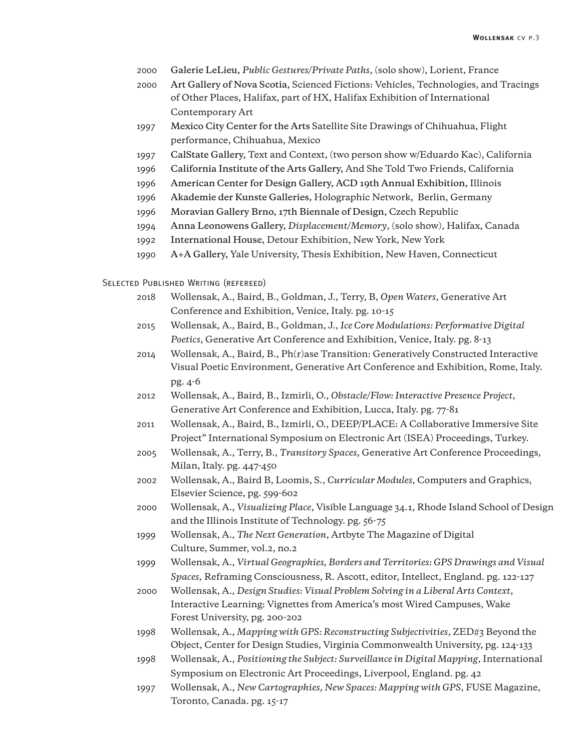- 2000 Galerie LeLieu, *Public Gestures/Private Paths*, (solo show), Lorient, France
- 2000 Art Gallery of Nova Scotia, Scienced Fictions: Vehicles, Technologies, and Tracings of Other Places, Halifax, part of HX, Halifax Exhibition of International Contemporary Art
- 1997 Mexico City Center for the Arts Satellite Site Drawings of Chihuahua, Flight performance, Chihuahua, Mexico
- 1997 CalState Gallery, Text and Context, (two person show w/Eduardo Kac), California
- 1996 California Institute of the Arts Gallery, And She Told Two Friends, California
- 1996 American Center for Design Gallery, ACD 19th Annual Exhibition, Illinois
- 1996 Akademie der Kunste Galleries, Holographic Network, Berlin, Germany
- 1996 Moravian Gallery Brno, 17th Biennale of Design, Czech Republic
- 1994 Anna Leonowens Gallery, *Displacement/Memory*, (solo show), Halifax, Canada
- 1992 International House, Detour Exhibition, New York, New York
- 1990 A+A Gallery, Yale University, Thesis Exhibition, New Haven, Connecticut

## Selected Published Writing (refereed)

- 2018 Wollensak, A., Baird, B., Goldman, J., Terry, B, *Open Waters*, Generative Art Conference and Exhibition, Venice, Italy. pg. 10-15
- 2015 Wollensak, A., Baird, B., Goldman, J., *Ice Core Modulations: Performative Digital Poetics*, Generative Art Conference and Exhibition, Venice, Italy. pg. 8-13
- 2014 Wollensak, A., Baird, B., Ph(r)ase Transition: Generatively Constructed Interactive Visual Poetic Environment, Generative Art Conference and Exhibition, Rome, Italy. pg. 4-6
- 2012 Wollensak, A., Baird, B., Izmirli, O., *Obstacle/Flow: Interactive Presence Project*, Generative Art Conference and Exhibition, Lucca, Italy. pg. 77-81
- 2011 Wollensak, A., Baird, B., Izmirli, O., DEEP/PLACE: A Collaborative Immersive Site Project" International Symposium on Electronic Art (ISEA) Proceedings, Turkey.
- 2005 Wollensak, A., Terry, B., *Transitory Spaces*, Generative Art Conference Proceedings, Milan, Italy. pg. 447-450
- 2002 Wollensak, A., Baird B, Loomis, S., *Curricular Modules*, Computers and Graphics, Elsevier Science, pg. 599-602
- 2000 Wollensak, A., *Visualizing Place*, Visible Language 34.1, Rhode Island School of Design and the Illinois Institute of Technology. pg. 56-75
- 1999 Wollensak, A., *The Next Generation*, Artbyte The Magazine of Digital Culture, Summer, vol.2, no.2
- 1999 Wollensak, A., *Virtual Geographies, Borders and Territories: GPS Drawings and Visual Spaces,* Reframing Consciousness, R. Ascott, editor, Intellect, England. pg. 122-127
- 2000 Wollensak, A., *Design Studies: Visual Problem Solving in a Liberal Arts Context*, Interactive Learning: Vignettes from America's most Wired Campuses, Wake Forest University, pg. 200-202
- 1998 Wollensak, A., *Mapping with GPS: Reconstructing Subjectivities*, ZED#3 Beyond the Object, Center for Design Studies, Virginia Commonwealth University, pg. 124-133
- 1998 Wollensak, A., *Positioning the Subject: Surveillance in Digital Mapping*, International Symposium on Electronic Art Proceedings, Liverpool, England. pg. 42
- 1997 Wollensak, A., *New Cartographies, New Spaces: Mapping with GPS*, FUSE Magazine, Toronto, Canada. pg. 15-17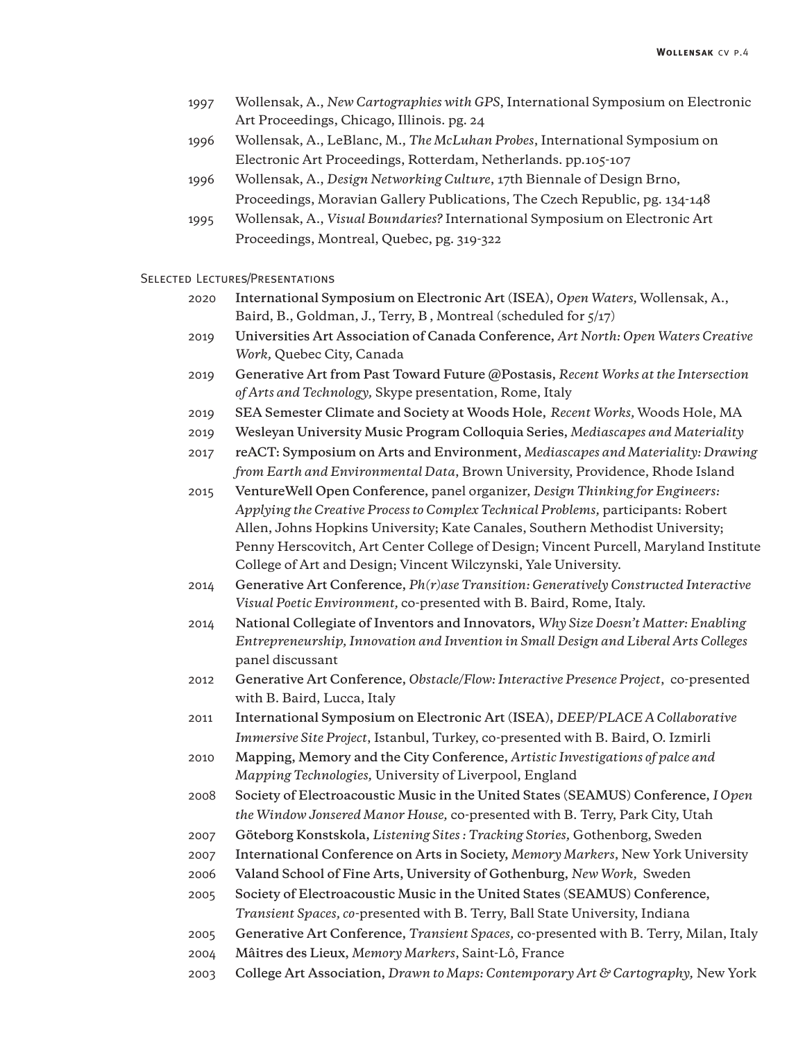- 1997 Wollensak, A., *New Cartographies with GPS*, International Symposium on Electronic Art Proceedings, Chicago, Illinois. pg. 24
- 1996 Wollensak, A., LeBlanc, M., *The McLuhan Probes*, International Symposium on Electronic Art Proceedings, Rotterdam, Netherlands. pp.105-107
- 1996 Wollensak, A., *Design Networking Culture*, 17th Biennale of Design Brno, Proceedings, Moravian Gallery Publications, The Czech Republic, pg. 134-148
- 1995 Wollensak, A., *Visual Boundaries?* International Symposium on Electronic Art Proceedings, Montreal, Quebec, pg. 319-322

## Selected Lectures/Presentations

- 2020 International Symposium on Electronic Art (ISEA), *Open Waters,* Wollensak, A., Baird, B., Goldman, J., Terry, B , Montreal (scheduled for 5/17)
- 2019 Universities Art Association of Canada Conference, *Art North: Open Waters Creative Work,* Quebec City, Canada
- 2019 Generative Art from Past Toward Future @Postasis, *Recent Works at the Intersection of Arts and Technology,* Skype presentation, Rome, Italy
- 2019 SEA Semester Climate and Society at Woods Hole, *Recent Works,* Woods Hole, MA
- 2019 Wesleyan University Music Program Colloquia Series, *Mediascapes and Materiality*
- 2017 reACT: Symposium on Arts and Environment, *Mediascapes and Materiality: Drawing from Earth and Environmental Data*, Brown University, Providence, Rhode Island
- 2015 VentureWell Open Conference, panel organizer, *Design Thinking for Engineers: Applying the Creative Process to Complex Technical Problems,* participants: Robert Allen, Johns Hopkins University; Kate Canales, Southern Methodist University; Penny Herscovitch, Art Center College of Design; Vincent Purcell, Maryland Institute College of Art and Design; Vincent Wilczynski, Yale University.
- 2014 Generative Art Conference, *Ph(r)ase Transition: Generatively Constructed Interactive Visual Poetic Environment,* co-presented with B. Baird, Rome, Italy.
- 2014 National Collegiate of Inventors and Innovators, *Why Size Doesn't Matter: Enabling Entrepreneurship, Innovation and Invention in Small Design and Liberal Arts Colleges* panel discussant
- 2012 Generative Art Conference, *Obstacle/Flow: Interactive Presence Project*, co-presented with B. Baird, Lucca, Italy
- 2011 International Symposium on Electronic Art (ISEA), *DEEP/PLACE A Collaborative Immersive Site Project*, Istanbul, Turkey, co-presented with B. Baird, O. Izmirli
- 2010 Mapping, Memory and the City Conference, *Artistic Investigations of palce and Mapping Technologies,* University of Liverpool, England
- 2008 Society of Electroacoustic Music in the United States (SEAMUS) Conference, *I Open the Window Jonsered Manor House,* co-presented with B. Terry, Park City, Utah
- 2007 Göteborg Konstskola, *Listening Sites : Tracking Stories,* Gothenborg, Sweden
- 2007 International Conference on Arts in Society, *Memory Markers*, New York University
- 2006 Valand School of Fine Arts, University of Gothenburg, *New Work,* Sweden
- 2005 Society of Electroacoustic Music in the United States (SEAMUS) Conference, *Transient Spaces, co*-presented with B. Terry, Ball State University, Indiana
- 2005 Generative Art Conference, *Transient Spaces,* co-presented with B. Terry, Milan, Italy
- 2004 Mâitres des Lieux, *Memory Markers*, Saint-Lô, France
- 2003 College Art Association, *Drawn to Maps: Contemporary Art & Cartography,* New York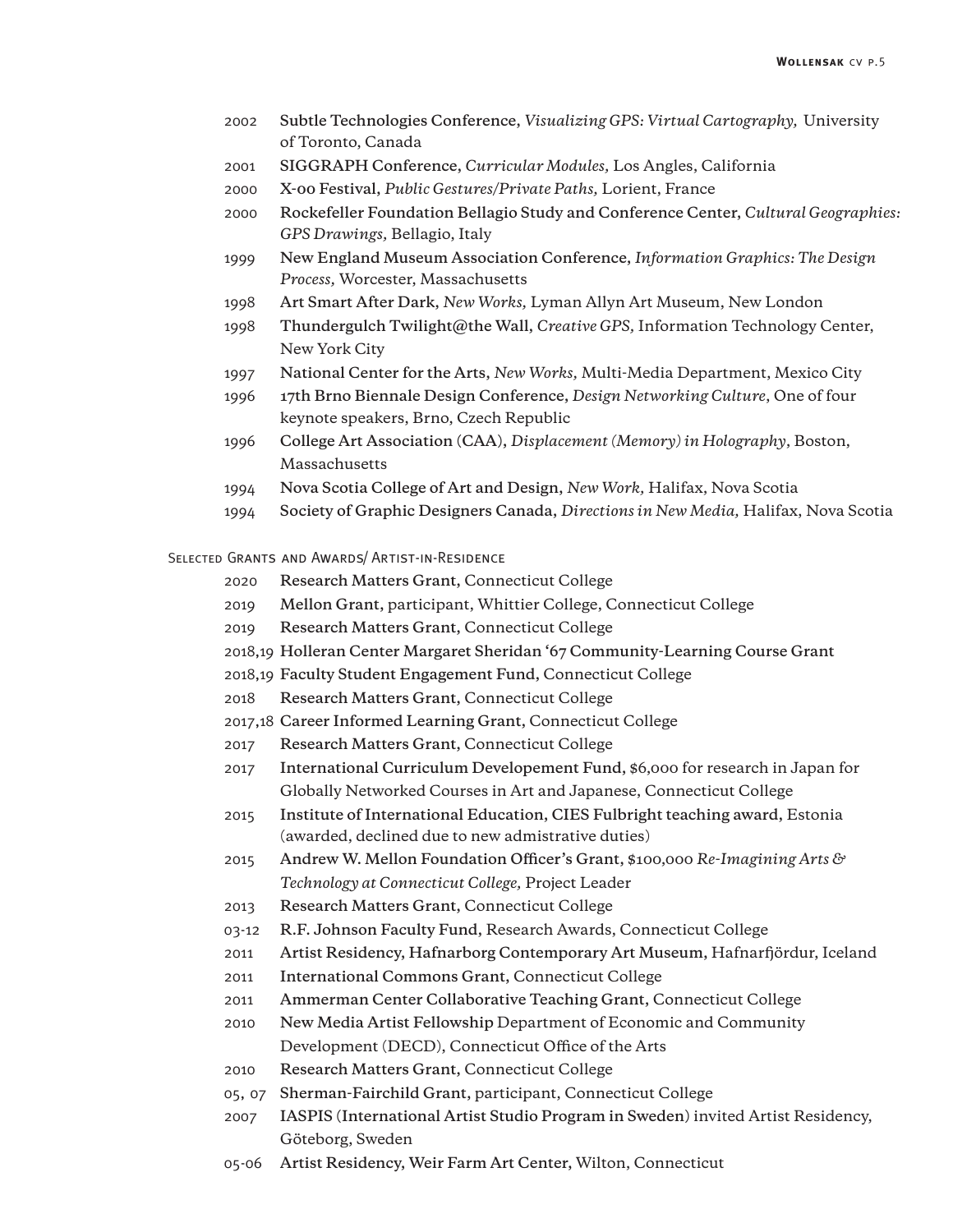- 2002 **Subtle Technologies Conference,** *Visualizing GPS: Virtual Cartography,* University of Toronto, Canada
- 2001 **SIGGRAPH Conference,** *Curricular Modules,* Los Angles, California
- 2000 **X-00 Festival,** *Public Gestures/Private Paths,* Lorient, France
- 2000 **Rockefeller Foundation Bellagio Study and Conference Center,** *Cultural Geographies: GPS Drawings,* Bellagio, Italy
- 1999 **New England Museum Association Conference,** *Information Graphics: The Design Process,* Worcester, Massachusetts
- 1998 **Art Smart After Dark,** *New Works,* Lyman Allyn Art Museum, New London
- 1998 **Thundergulch Twilight@the Wall,** *Creative GPS,* Information Technology Center, New York City
- 1997 **National Center for the Arts,** *New Works,* Multi-Media Department, Mexico City
- 1996 **17th Brno Biennale Design Conference,** *Design Networking Culture,* One of four keynote speakers, Brno, Czech Republic
- 1996 **College Art Association (CAA),** *Displacement (Memory) in Holography*, Boston, Massachusetts
- 1994 **Nova Scotia College of Art and Design,** *New Work,* Halifax, Nova Scotia
- 1994 **Society of Graphic Designers Canada,** *Directions in New Media,* Halifax, Nova Scotia

## Selected Grants and Awards/ Artist-in-Residence

- 2020 **Research Matters Grant,** Connecticut College
- 2019 **Mellon Grant,** participant, Whittier College, Connecticut College
- 2019 **Research Matters Grant,** Connecticut College
- 2018,19 **Holleran Center Margaret Sheridan '67 Community-Learning Course Grant**
- 2018,19 **Faculty Student Engagement Fund,** Connecticut College
- 2018 **Research Matters Grant,** Connecticut College
- 2017,18 **Career Informed Learning Grant,** Connecticut College
- 2017 **Research Matters Grant,** Connecticut College
- 2017 **International Curriculum Developement Fund,** $6,000 for research in Japan for Globally Networked Courses in Art and Japanese, Connecticut College
- 2015 **Institute of International Education, CIES Fulbright teaching award,** Estonia (awarded, declined due to new admistrative duties)
- 2015 **Andrew W. Mellon Foundation Officer's Grant,** $100,000 *Re-Imagining Arts & Technology at Connecticut College,* Project Leader
- 2013 **Research Matters Grant,** Connecticut College
- 03-12 **R.F. Johnson Faculty Fund,** Research Awards, Connecticut College
- 2011 **Artist Residency, Hafnarborg Contemporary Art Museum,** Hafnarfjördur, Iceland
- 2011 **International Commons Grant,** Connecticut College
- 2011 **Ammerman Center Collaborative Teaching Grant,** Connecticut College
- 2010 **New Media Artist Fellowship** Department of Economic and Community Development (DECD), Connecticut Office of the Arts
- 2010 **Research Matters Grant,** Connecticut College
- 05, 07 **Sherman-Fairchild Grant,** participant, Connecticut College
- 2007 **IASPIS (International Artist Studio Program in Sweden)** invited Artist Residency, Göteborg, Sweden
- 05-06 **Artist Residency, Weir Farm Art Center,** Wilton, Connecticut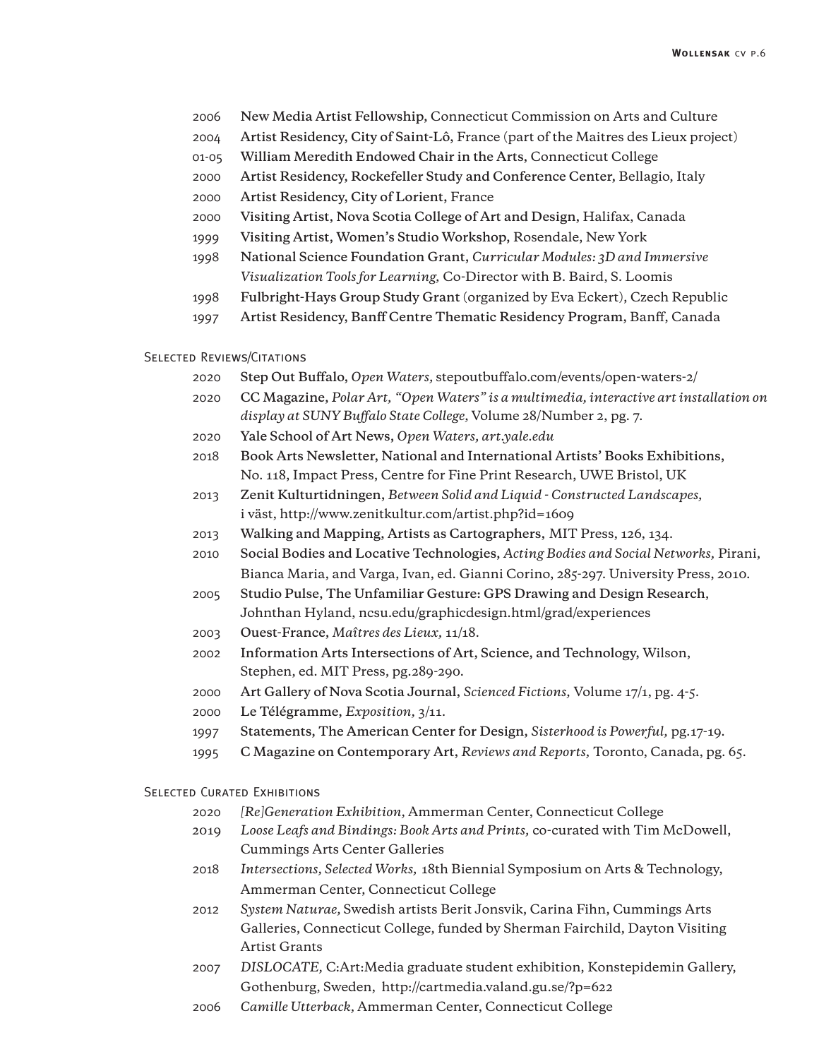2006 **New Media Artist Fellowship,** Connecticut Commission on Arts and Culture
2004 **Artist Residency, City of Saint-Lô,** France (part of the Maitres des Lieux project)
01-05 **William Meredith Endowed Chair in the Arts,** Connecticut College
2000 **Artist Residency, Rockefeller Study and Conference Center,** Bellagio, Italy
2000 **Artist Residency, City of Lorient,** France
2000 **Visiting Artist, Nova Scotia College of Art and Design,** Halifax, Canada
1999 **Visiting Artist, Women's Studio Workshop,** Rosendale, New York
1998 **National Science Foundation Grant,** *Curricular Modules: 3D and Immersive Visualization Tools for Learning,* Co-Director with B. Baird, S. Loomis
1998 **Fulbright-Hays Group Study Grant** (organized by Eva Eckert), Czech Republic
1997 **Artist Residency, Banff Centre Thematic Residency Program,** Banff, Canada

## Selected Reviews/Citations

2020 **Step Out Buffalo,** *Open Waters,* stepoutbuffalo.com/events/open-waters-2/
2020 **CC Magazine,** *Polar Art, "Open Waters" is a multimedia, interactive art installation on display at SUNY Buffalo State College,* Volume 28/Number 2, pg. 7.
2020 **Yale School of Art News,** *Open Waters, art.yale.edu*
2018 **Book Arts Newsletter, National and International Artists' Books Exhibitions,** No. 118, Impact Press, Centre for Fine Print Research, UWE Bristol, UK
2013 **Zenit Kulturtidningen,** *Between Solid and Liquid - Constructed Landscapes,* i väst, http://www.zenitkultur.com/artist.php?id=1609
2013 **Walking and Mapping, Artists as Cartographers,** MIT Press, 126, 134.
2010 **Social Bodies and Locative Technologies,** *Acting Bodies and Social Networks,* Pirani, Bianca Maria, and Varga, Ivan, ed. Gianni Corino, 285-297. University Press, 2010.
2005 **Studio Pulse, The Unfamiliar Gesture: GPS Drawing and Design Research,** Johnthan Hyland, ncsu.edu/graphicdesign.html/grad/experiences
2003 **Ouest-France,** *Maîtres des Lieux,* 11/18.
2002 **Information Arts Intersections of Art, Science, and Technology,** Wilson, Stephen, ed. MIT Press, pg.289-290.
2000 **Art Gallery of Nova Scotia Journal,** *Scienced Fictions,* Volume 17/1, pg. 4-5.
2000 **Le Télégramme,** *Exposition,* 3/11.
1997 **Statements, The American Center for Design,** *Sisterhood is Powerful,* pg.17-19.
1995 **C Magazine on Contemporary Art,** *Reviews and Reports,* Toronto, Canada, pg. 65.

## Selected Curated Exhibitions

2020 *[Re]Generation Exhibition,* Ammerman Center, Connecticut College
2019 *Loose Leafs and Bindings: Book Arts and Prints,* co-curated with Tim McDowell, Cummings Arts Center Galleries
2018 *Intersections, Selected Works,* 18th Biennial Symposium on Arts & Technology, Ammerman Center, Connecticut College
2012 *System Naturae,* Swedish artists Berit Jonsvik, Carina Fihn, Cummings Arts Galleries, Connecticut College, funded by Sherman Fairchild, Dayton Visiting Artist Grants
2007 *DISLOCATE,* C:Art:Media graduate student exhibition, Konstepidemin Gallery, Gothenburg, Sweden, http://cartmedia.valand.gu.se/?p=622
2006 *Camille Utterback,* Ammerman Center, Connecticut College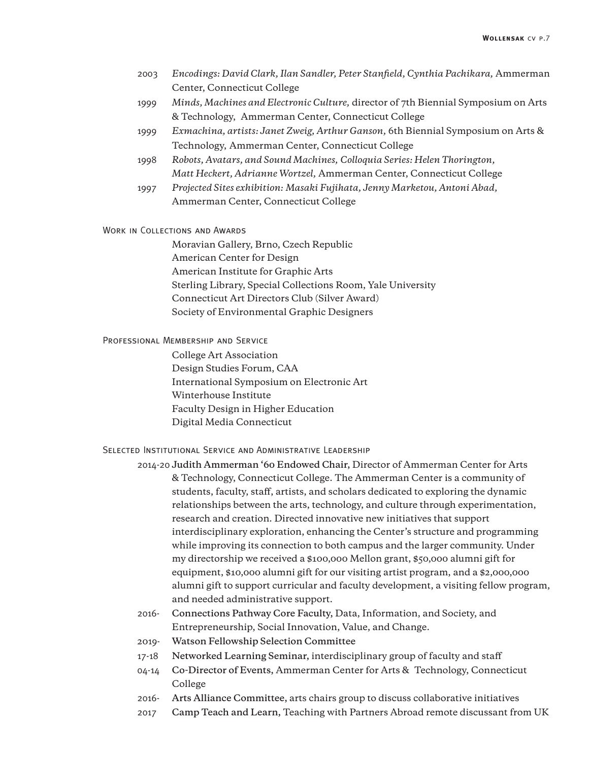2003 *Encodings: David Clark, Ilan Sandler, Peter Stanfield, Cynthia Pachikara,* Ammerman Center, Connecticut College

1999 *Minds, Machines and Electronic Culture,* director of 7th Biennial Symposium on Arts & Technology, Ammerman Center, Connecticut College

1999 *Exmachina, artists: Janet Zweig, Arthur Ganson,* 6th Biennial Symposium on Arts & Technology, Ammerman Center, Connecticut College

1998 *Robots, Avatars, and Sound Machines, Colloquia Series: Helen Thorington, Matt Heckert, Adrianne Wortzel,* Ammerman Center, Connecticut College

1997 *Projected Sites exhibition: Masaki Fujihata, Jenny Marketou, Antoni Abad,* Ammerman Center, Connecticut College

## Work in Collections and Awards

Moravian Gallery, Brno, Czech Republic
American Center for Design
American Institute for Graphic Arts
Sterling Library, Special Collections Room, Yale University
Connecticut Art Directors Club (Silver Award)
Society of Environmental Graphic Designers

## Professional Membership and Service

College Art Association
Design Studies Forum, CAA
International Symposium on Electronic Art
Winterhouse Institute
Faculty Design in Higher Education
Digital Media Connecticut

## Selected Institutional Service and Administrative Leadership

2014-20 Judith Ammerman '60 Endowed Chair, Director of Ammerman Center for Arts & Technology, Connecticut College. The Ammerman Center is a community of students, faculty, staff, artists, and scholars dedicated to exploring the dynamic relationships between the arts, technology, and culture through experimentation, research and creation. Directed innovative new initiatives that support interdisciplinary exploration, enhancing the Center's structure and programming while improving its connection to both campus and the larger community. Under my directorship we received a $100,000 Mellon grant, $50,000 alumni gift for equipment, $10,000 alumni gift for our visiting artist program, and a $2,000,000 alumni gift to support curricular and faculty development, a visiting fellow program, and needed administrative support.

2016- Connections Pathway Core Faculty, Data, Information, and Society, and Entrepreneurship, Social Innovation, Value, and Change.

2019- Watson Fellowship Selection Committee

17-18 Networked Learning Seminar, interdisciplinary group of faculty and staff

04-14 Co-Director of Events, Ammerman Center for Arts & Technology, Connecticut College

2016- Arts Alliance Committee, arts chairs group to discuss collaborative initiatives

2017 Camp Teach and Learn, Teaching with Partners Abroad remote discussant from UK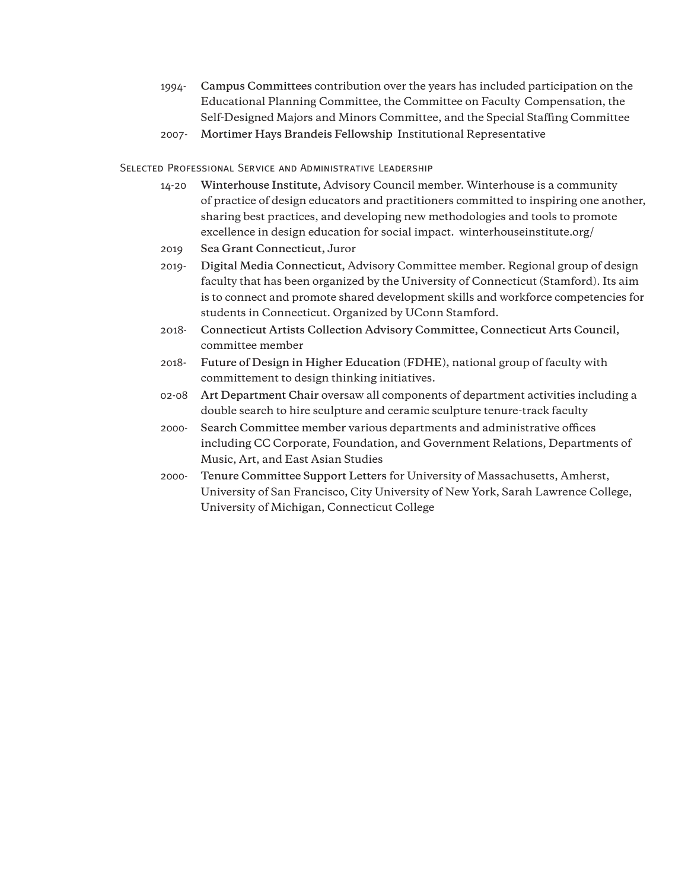1994- **Campus Committees** contribution over the years has included participation on the Educational Planning Committee, the Committee on Faculty Compensation, the Self-Designed Majors and Minors Committee, and the Special Staffing Committee

2007- **Mortimer Hays Brandeis Fellowship** Institutional Representative

## Selected Professional Service and Administrative Leadership

14-20 **Winterhouse Institute,** Advisory Council member. Winterhouse is a community of practice of design educators and practitioners committed to inspiring one another, sharing best practices, and developing new methodologies and tools to promote excellence in design education for social impact. winterhouseinstitute.org/

2019 **Sea Grant Connecticut,** Juror

2019- **Digital Media Connecticut,** Advisory Committee member. Regional group of design faculty that has been organized by the University of Connecticut (Stamford). Its aim is to connect and promote shared development skills and workforce competencies for students in Connecticut. Organized by UConn Stamford.

2018- **Connecticut Artists Collection Advisory Committee, Connecticut Arts Council,** committee member

2018- **Future of Design in Higher Education** (FDHE), national group of faculty with committement to design thinking initiatives.

02-08 **Art Department Chair** oversaw all components of department activities including a double search to hire sculpture and ceramic sculpture tenure-track faculty

2000- **Search Committee member** various departments and administrative offices including CC Corporate, Foundation, and Government Relations, Departments of Music, Art, and East Asian Studies

2000- **Tenure Committee Support Letters** for University of Massachusetts, Amherst, University of San Francisco, City University of New York, Sarah Lawrence College, University of Michigan, Connecticut College